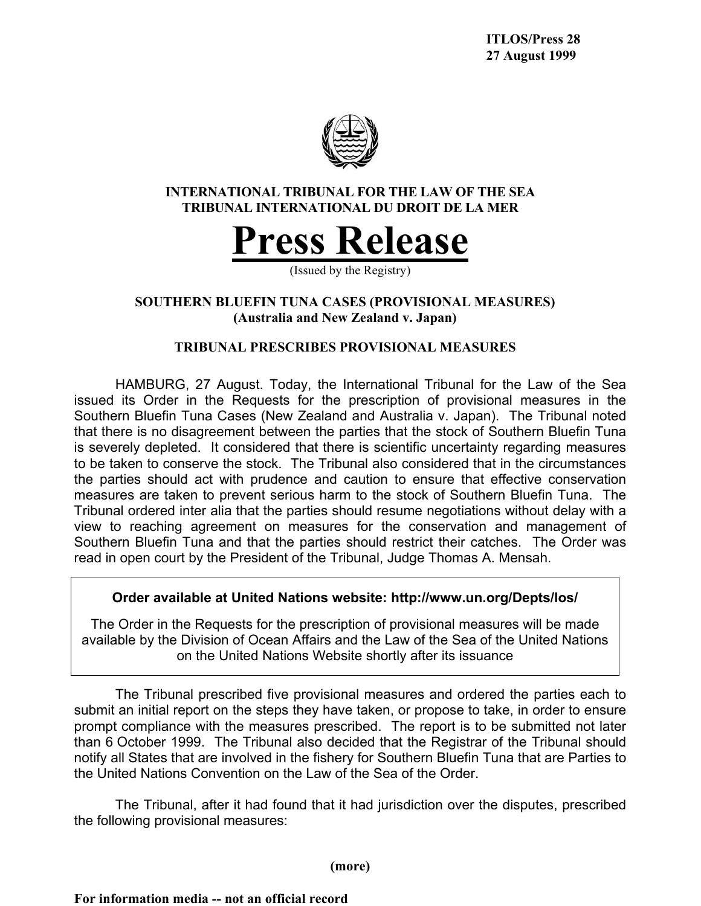ITLOS/Press 28
27 August 1999

**INTERNATIONAL TRIBUNAL FOR THE LAW OF THE SEA**
**TRIBUNAL INTERNATIONAL DU DROIT DE LA MER**

# Press Release

(Issued by the Registry)

### SOUTHERN BLUEFIN TUNA CASES (PROVISIONAL MEASURES) (Australia and New Zealand v. Japan)

### TRIBUNAL PRESCRIBES PROVISIONAL MEASURES

HAMBURG, 27 August. Today, the International Tribunal for the Law of the Sea issued its Order in the Requests for the prescription of provisional measures in the Southern Bluefin Tuna Cases (New Zealand and Australia v. Japan). The Tribunal noted that there is no disagreement between the parties that the stock of Southern Bluefin Tuna is severely depleted. It considered that there is scientific uncertainty regarding measures to be taken to conserve the stock. The Tribunal also considered that in the circumstances the parties should act with prudence and caution to ensure that effective conservation measures are taken to prevent serious harm to the stock of Southern Bluefin Tuna. The Tribunal ordered inter alia that the parties should resume negotiations without delay with a view to reaching agreement on measures for the conservation and management of Southern Bluefin Tuna and that the parties should restrict their catches. The Order was read in open court by the President of the Tribunal, Judge Thomas A. Mensah.

**Order available at United Nations website: http://www.un.org/Depts/los/**

The Order in the Requests for the prescription of provisional measures will be made available by the Division of Ocean Affairs and the Law of the Sea of the United Nations on the United Nations Website shortly after its issuance

The Tribunal prescribed five provisional measures and ordered the parties each to submit an initial report on the steps they have taken, or propose to take, in order to ensure prompt compliance with the measures prescribed. The report is to be submitted not later than 6 October 1999. The Tribunal also decided that the Registrar of the Tribunal should notify all States that are involved in the fishery for Southern Bluefin Tuna that are Parties to the United Nations Convention on the Law of the Sea of the Order.

The Tribunal, after it had found that it had jurisdiction over the disputes, prescribed the following provisional measures:

**(more)**

**For information media -- not an official record**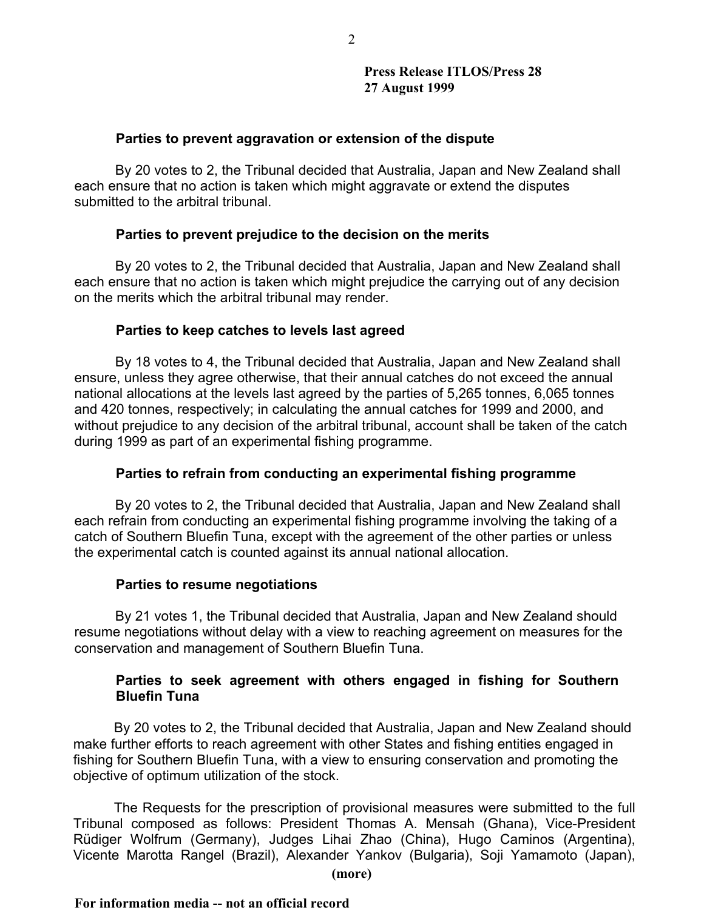**Press Release ITLOS/Press 28**
**27 August 1999**

### Parties to prevent aggravation or extension of the dispute

By 20 votes to 2, the Tribunal decided that Australia, Japan and New Zealand shall each ensure that no action is taken which might aggravate or extend the disputes submitted to the arbitral tribunal.

### Parties to prevent prejudice to the decision on the merits

By 20 votes to 2, the Tribunal decided that Australia, Japan and New Zealand shall each ensure that no action is taken which might prejudice the carrying out of any decision on the merits which the arbitral tribunal may render.

### Parties to keep catches to levels last agreed

By 18 votes to 4, the Tribunal decided that Australia, Japan and New Zealand shall ensure, unless they agree otherwise, that their annual catches do not exceed the annual national allocations at the levels last agreed by the parties of 5,265 tonnes, 6,065 tonnes and 420 tonnes, respectively; in calculating the annual catches for 1999 and 2000, and without prejudice to any decision of the arbitral tribunal, account shall be taken of the catch during 1999 as part of an experimental fishing programme.

### Parties to refrain from conducting an experimental fishing programme

By 20 votes to 2, the Tribunal decided that Australia, Japan and New Zealand shall each refrain from conducting an experimental fishing programme involving the taking of a catch of Southern Bluefin Tuna, except with the agreement of the other parties or unless the experimental catch is counted against its annual national allocation.

### Parties to resume negotiations

By 21 votes 1, the Tribunal decided that Australia, Japan and New Zealand should resume negotiations without delay with a view to reaching agreement on measures for the conservation and management of Southern Bluefin Tuna.

### Parties to seek agreement with others engaged in fishing for Southern Bluefin Tuna

By 20 votes to 2, the Tribunal decided that Australia, Japan and New Zealand should make further efforts to reach agreement with other States and fishing entities engaged in fishing for Southern Bluefin Tuna, with a view to ensuring conservation and promoting the objective of optimum utilization of the stock.

The Requests for the prescription of provisional measures were submitted to the full Tribunal composed as follows: President Thomas A. Mensah (Ghana), Vice-President Rüdiger Wolfrum (Germany), Judges Lihai Zhao (China), Hugo Caminos (Argentina), Vicente Marotta Rangel (Brazil), Alexander Yankov (Bulgaria), Soji Yamamoto (Japan),

**(more)**

**For information media -- not an official record**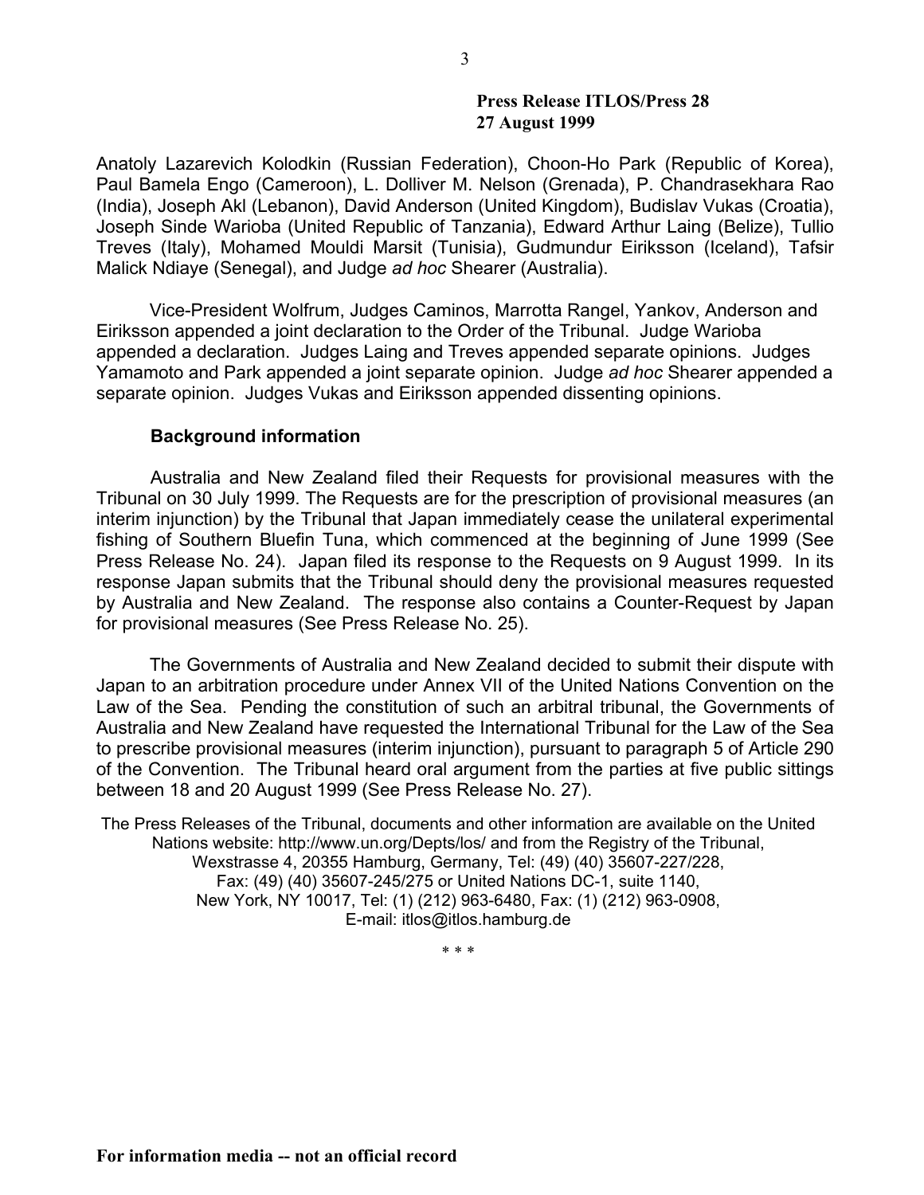**Press Release ITLOS/Press 28**
**27 August 1999**

Anatoly Lazarevich Kolodkin (Russian Federation), Choon-Ho Park (Republic of Korea), Paul Bamela Engo (Cameroon), L. Dolliver M. Nelson (Grenada), P. Chandrasekhara Rao (India), Joseph Akl (Lebanon), David Anderson (United Kingdom), Budislav Vukas (Croatia), Joseph Sinde Warioba (United Republic of Tanzania), Edward Arthur Laing (Belize), Tullio Treves (Italy), Mohamed Mouldi Marsit (Tunisia), Gudmundur Eiriksson (Iceland), Tafsir Malick Ndiaye (Senegal), and Judge *ad hoc* Shearer (Australia).

Vice-President Wolfrum, Judges Caminos, Marrotta Rangel, Yankov, Anderson and Eiriksson appended a joint declaration to the Order of the Tribunal. Judge Warioba appended a declaration. Judges Laing and Treves appended separate opinions. Judges Yamamoto and Park appended a joint separate opinion. Judge *ad hoc* Shearer appended a separate opinion. Judges Vukas and Eiriksson appended dissenting opinions.

**Background information**

Australia and New Zealand filed their Requests for provisional measures with the Tribunal on 30 July 1999. The Requests are for the prescription of provisional measures (an interim injunction) by the Tribunal that Japan immediately cease the unilateral experimental fishing of Southern Bluefin Tuna, which commenced at the beginning of June 1999 (See Press Release No. 24). Japan filed its response to the Requests on 9 August 1999. In its response Japan submits that the Tribunal should deny the provisional measures requested by Australia and New Zealand. The response also contains a Counter-Request by Japan for provisional measures (See Press Release No. 25).

The Governments of Australia and New Zealand decided to submit their dispute with Japan to an arbitration procedure under Annex VII of the United Nations Convention on the Law of the Sea. Pending the constitution of such an arbitral tribunal, the Governments of Australia and New Zealand have requested the International Tribunal for the Law of the Sea to prescribe provisional measures (interim injunction), pursuant to paragraph 5 of Article 290 of the Convention. The Tribunal heard oral argument from the parties at five public sittings between 18 and 20 August 1999 (See Press Release No. 27).

The Press Releases of the Tribunal, documents and other information are available on the United Nations website: http://www.un.org/Depts/los/ and from the Registry of the Tribunal, Wexstrasse 4, 20355 Hamburg, Germany, Tel: (49) (40) 35607-227/228, Fax: (49) (40) 35607-245/275 or United Nations DC-1, suite 1140, New York, NY 10017, Tel: (1) (212) 963-6480, Fax: (1) (212) 963-0908, E-mail: itlos@itlos.hamburg.de

\* \* \*

**For information media -- not an official record**